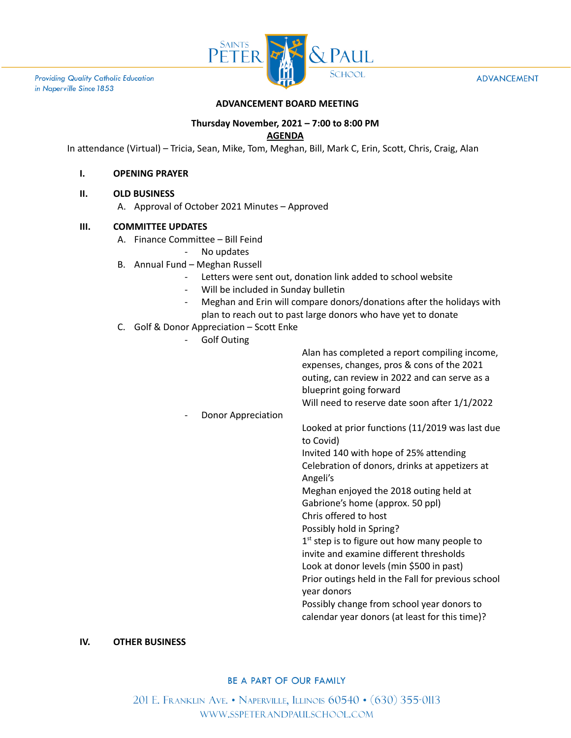Providing Quality Catholic Education in Naperville Since 1853

SAINTS PETER & PAUL SCHOOL

ADVANCEMENT

**ADVANCEMENT BOARD MEETING**

**Thursday November, 2021 – 7:00 to 8:00 PM**

**AGENDA**

In attendance (Virtual) – Tricia, Sean, Mike, Tom, Meghan, Bill, Mark C, Erin, Scott, Chris, Craig, Alan

**I. OPENING PRAYER**

**II. OLD BUSINESS**

A. Approval of October 2021 Minutes – Approved

**III. COMMITTEE UPDATES**

A. Finance Committee – Bill Feind
   - No updates

B. Annual Fund – Meghan Russell
   - Letters were sent out, donation link added to school website
   - Will be included in Sunday bulletin
   - Meghan and Erin will compare donors/donations after the holidays with plan to reach out to past large donors who have yet to donate

C. Golf & Donor Appreciation – Scott Enke
   - Golf Outing
     - Alan has completed a report compiling income, expenses, changes, pros & cons of the 2021 outing, can review in 2022 and can serve as a blueprint going forward
     - Will need to reserve date soon after 1/1/2022
   - Donor Appreciation
     - Looked at prior functions (11/2019 was last due to Covid)
     - Invited 140 with hope of 25% attending
     - Celebration of donors, drinks at appetizers at Angeli's
     - Meghan enjoyed the 2018 outing held at Gabrione's home (approx. 50 ppl)
     - Chris offered to host
     - Possibly hold in Spring?
     - 1st step is to figure out how many people to invite and examine different thresholds
     - Look at donor levels (min $500 in past)
     - Prior outings held in the Fall for previous school year donors
     - Possibly change from school year donors to calendar year donors (at least for this time)?

**IV. OTHER BUSINESS**

BE A PART OF OUR FAMILY

201 E. Franklin Ave. • Naperville, Illinois 60540 • (630) 355-0113
WWW.SSPETERANDPAULSCHOOL.COM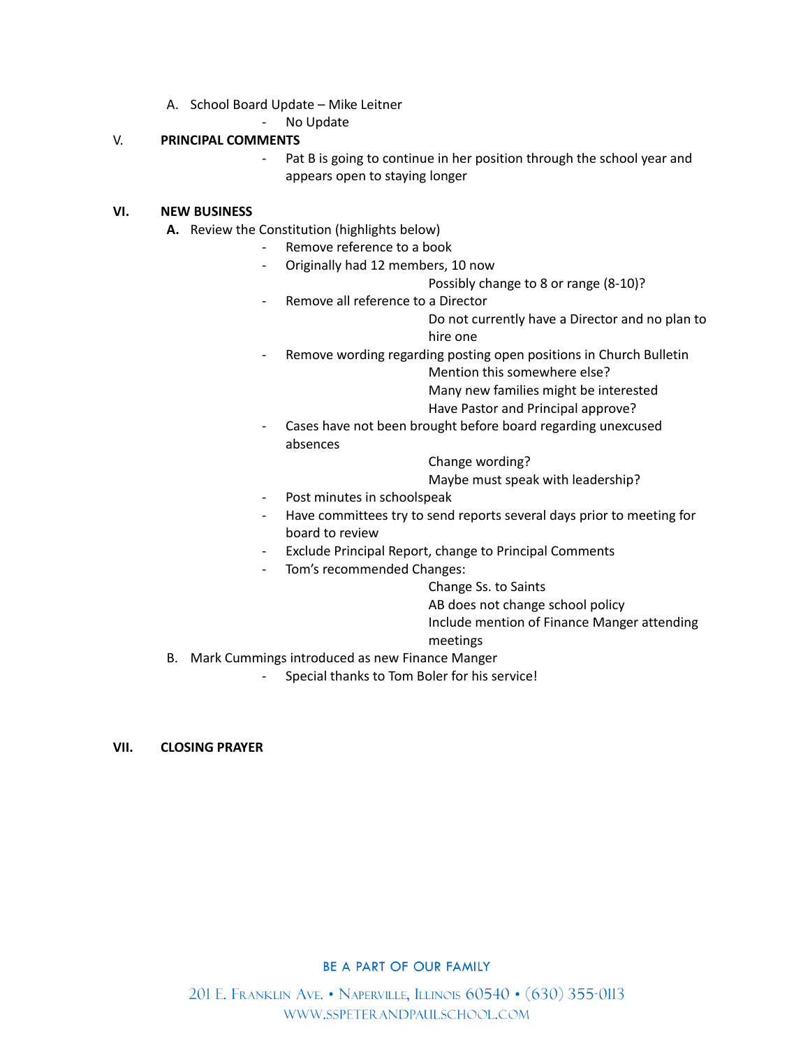A. School Board Update – Mike Leitner
   - No Update

## V. PRINCIPAL COMMENTS

- Pat B is going to continue in her position through the school year and appears open to staying longer

## VI. NEW BUSINESS

**A.** Review the Constitution (highlights below)
   - Remove reference to a book
   - Originally had 12 members, 10 now
     - Possibly change to 8 or range (8-10)?
   - Remove all reference to a Director
     - Do not currently have a Director and no plan to hire one
   - Remove wording regarding posting open positions in Church Bulletin
     - Mention this somewhere else?
     - Many new families might be interested
     - Have Pastor and Principal approve?
   - Cases have not been brought before board regarding unexcused absences
     - Change wording?
     - Maybe must speak with leadership?
   - Post minutes in schoolspeak
   - Have committees try to send reports several days prior to meeting for board to review
   - Exclude Principal Report, change to Principal Comments
   - Tom's recommended Changes:
     - Change Ss. to Saints
     - AB does not change school policy
     - Include mention of Finance Manger attending meetings

B. Mark Cummings introduced as new Finance Manger
   - Special thanks to Tom Boler for his service!

## VII. CLOSING PRAYER

BE A PART OF OUR FAMILY

201 E. Franklin Ave. • Naperville, Illinois 60540 • (630) 355-0113
WWW.SSPETERANDPAULSCHOOL.COM